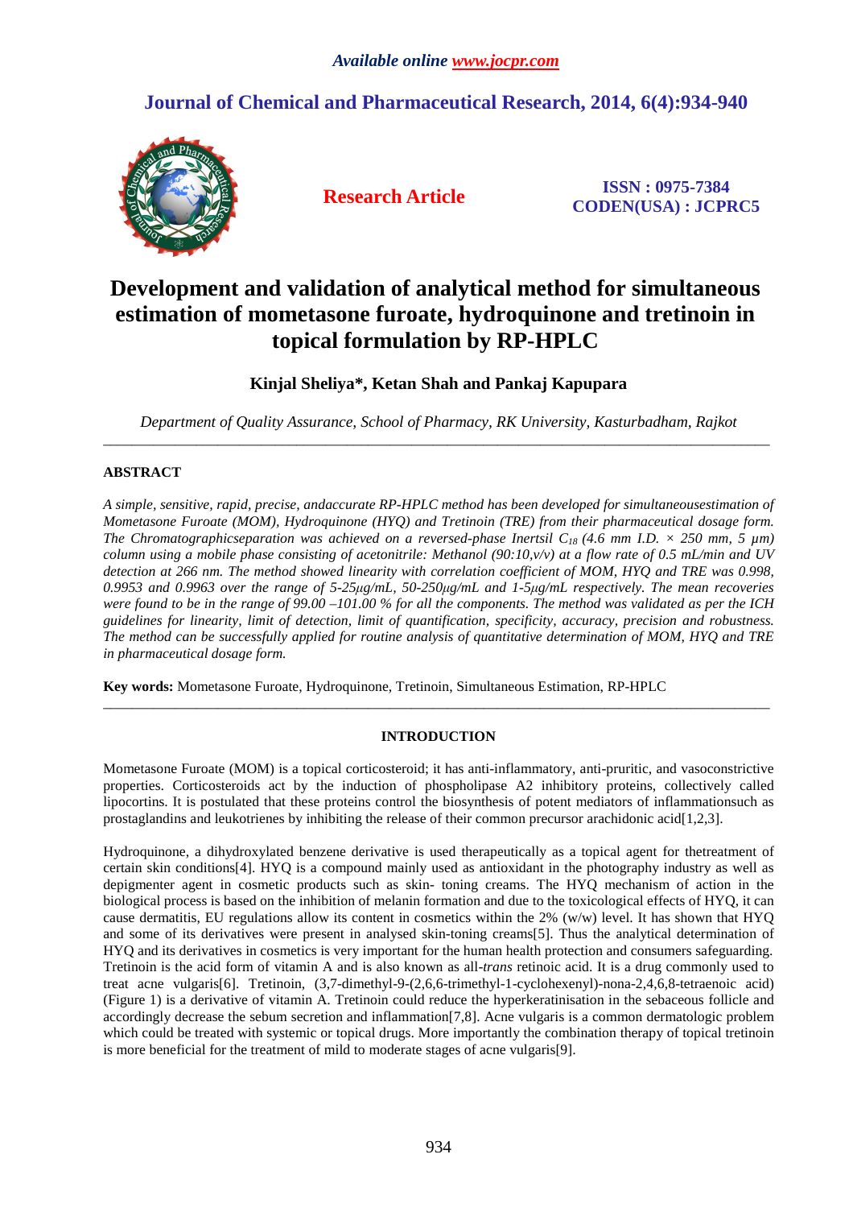*Available online www.jocpr.com*

## Journal of Chemical and Pharmaceutical Research, 2014, 6(4):934-940

**Research Article**

**ISSN : 0975-7384**
**CODEN(USA) : JCPRC5**

# Development and validation of analytical method for simultaneous estimation of mometasone furoate, hydroquinone and tretinoin in topical formulation by RP-HPLC

**Kinjal Sheliya\*, Ketan Shah and Pankaj Kapupara**

*Department of Quality Assurance, School of Pharmacy, RK University, Kasturbadham, Rajkot*

---

## ABSTRACT

*A simple, sensitive, rapid, precise, andaccurate RP-HPLC method has been developed for simultaneousestimation of Mometasone Furoate (MOM), Hydroquinone (HYQ) and Tretinoin (TRE) from their pharmaceutical dosage form. The Chromatographicseparation was achieved on a reversed-phase Inertsil $C_{18}$ (4.6 mm I.D. × 250 mm, 5 µm) column using a mobile phase consisting of acetonitrile: Methanol (90:10,v/v) at a flow rate of 0.5 mL/min and UV detection at 266 nm. The method showed linearity with correlation coefficient of MOM, HYQ and TRE was 0.998, 0.9953 and 0.9963 over the range of 5-25µg/mL, 50-250µg/mL and 1-5µg/mL respectively. The mean recoveries were found to be in the range of 99.00 –101.00 % for all the components. The method was validated as per the ICH guidelines for linearity, limit of detection, limit of quantification, specificity, accuracy, precision and robustness. The method can be successfully applied for routine analysis of quantitative determination of MOM, HYQ and TRE in pharmaceutical dosage form.*

**Key words:** Mometasone Furoate, Hydroquinone, Tretinoin, Simultaneous Estimation, RP-HPLC

---

## INTRODUCTION

Mometasone Furoate (MOM) is a topical corticosteroid; it has anti-inflammatory, anti-pruritic, and vasoconstrictive properties. Corticosteroids act by the induction of phospholipase A2 inhibitory proteins, collectively called lipocortins. It is postulated that these proteins control the biosynthesis of potent mediators of inflammationsuch as prostaglandins and leukotrienes by inhibiting the release of their common precursor arachidonic acid[1,2,3].

Hydroquinone, a dihydroxylated benzene derivative is used therapeutically as a topical agent for thetreatment of certain skin conditions[4]. HYQ is a compound mainly used as antioxidant in the photography industry as well as depigmenter agent in cosmetic products such as skin- toning creams. The HYQ mechanism of action in the biological process is based on the inhibition of melanin formation and due to the toxicological effects of HYQ, it can cause dermatitis, EU regulations allow its content in cosmetics within the 2% (w/w) level. It has shown that HYQ and some of its derivatives were present in analysed skin-toning creams[5]. Thus the analytical determination of HYQ and its derivatives in cosmetics is very important for the human health protection and consumers safeguarding. Tretinoin is the acid form of vitamin A and is also known as all-*trans* retinoic acid. It is a drug commonly used to treat acne vulgaris[6]. Tretinoin, (3,7-dimethyl-9-(2,6,6-trimethyl-1-cyclohexenyl)-nona-2,4,6,8-tetraenoic acid) (Figure 1) is a derivative of vitamin A. Tretinoin could reduce the hyperkeratinisation in the sebaceous follicle and accordingly decrease the sebum secretion and inflammation[7,8]. Acne vulgaris is a common dermatologic problem which could be treated with systemic or topical drugs. More importantly the combination therapy of topical tretinoin is more beneficial for the treatment of mild to moderate stages of acne vulgaris[9].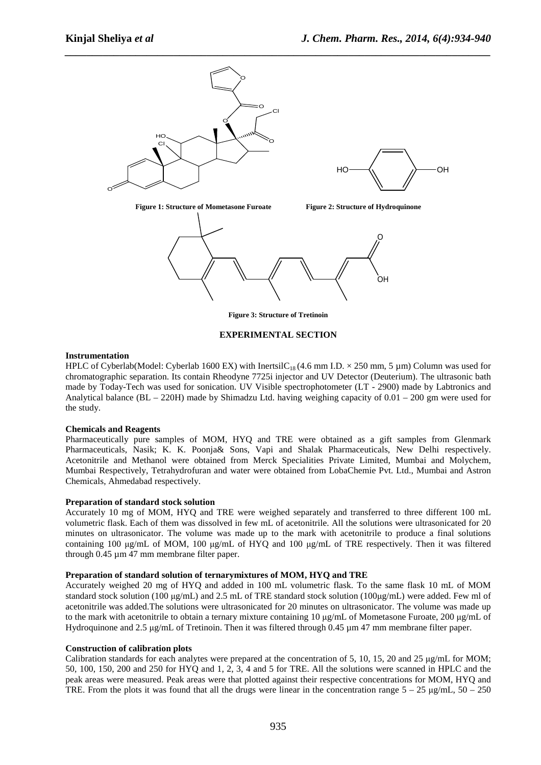Figure 1: Structure of Mometasone Furoate

Figure 2: Structure of Hydroquinone

Figure 3: Structure of Tretinoin

## EXPERIMENTAL SECTION

### Instrumentation

HPLC of Cyberlab(Model: Cyberlab 1600 EX) with Inertsil$C_{18}$ (4.6 mm I.D. × 250 mm, 5 µm) Column was used for chromatographic separation. Its contain Rheodyne 7725i injector and UV Detector (Deuterium). The ultrasonic bath made by Today-Tech was used for sonication. UV Visible spectrophotometer (LT - 2900) made by Labtronics and Analytical balance (BL – 220H) made by Shimadzu Ltd. having weighing capacity of 0.01 – 200 gm were used for the study.

### Chemicals and Reagents

Pharmaceutically pure samples of MOM, HYQ and TRE were obtained as a gift samples from Glenmark Pharmaceuticals, Nasik; K. K. Poonja& Sons, Vapi and Shalak Pharmaceuticals, New Delhi respectively. Acetonitrile and Methanol were obtained from Merck Specialities Private Limited, Mumbai and Molychem, Mumbai Respectively, Tetrahydrofuran and water were obtained from LobaChemie Pvt. Ltd., Mumbai and Astron Chemicals, Ahmedabad respectively.

### Preparation of standard stock solution

Accurately 10 mg of MOM, HYQ and TRE were weighed separately and transferred to three different 100 mL volumetric flask. Each of them was dissolved in few mL of acetonitrile. All the solutions were ultrasonicated for 20 minutes on ultrasonicator. The volume was made up to the mark with acetonitrile to produce a final solutions containing 100 µg/mL of MOM, 100 µg/mL of HYQ and 100 µg/mL of TRE respectively. Then it was filtered through 0.45 µm 47 mm membrane filter paper.

### Preparation of standard solution of ternarymixtures of MOM, HYQ and TRE

Accurately weighed 20 mg of HYQ and added in 100 mL volumetric flask. To the same flask 10 mL of MOM standard stock solution (100 µg/mL) and 2.5 mL of TRE standard stock solution (100µg/mL) were added. Few ml of acetonitrile was added.The solutions were ultrasonicated for 20 minutes on ultrasonicator. The volume was made up to the mark with acetonitrile to obtain a ternary mixture containing 10 µg/mL of Mometasone Furoate, 200 µg/mL of Hydroquinone and 2.5 µg/mL of Tretinoin. Then it was filtered through 0.45 µm 47 mm membrane filter paper.

### Construction of calibration plots

Calibration standards for each analytes were prepared at the concentration of 5, 10, 15, 20 and 25 µg/mL for MOM; 50, 100, 150, 200 and 250 for HYQ and 1, 2, 3, 4 and 5 for TRE. All the solutions were scanned in HPLC and the peak areas were measured. Peak areas were that plotted against their respective concentrations for MOM, HYQ and TRE. From the plots it was found that all the drugs were linear in the concentration range 5 – 25 µg/mL, 50 – 250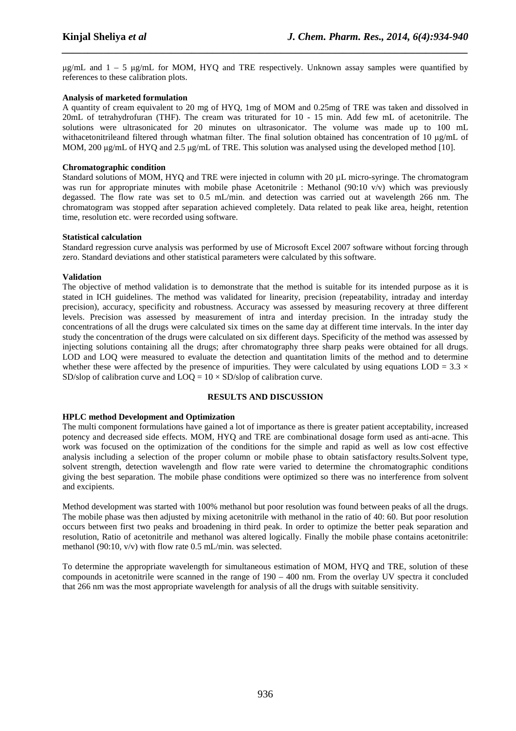μg/mL and 1 – 5 μg/mL for MOM, HYQ and TRE respectively. Unknown assay samples were quantified by references to these calibration plots.

**Analysis of marketed formulation**

A quantity of cream equivalent to 20 mg of HYQ, 1mg of MOM and 0.25mg of TRE was taken and dissolved in 20mL of tetrahydrofuran (THF). The cream was triturated for 10 - 15 min. Add few mL of acetonitrile. The solutions were ultrasonicated for 20 minutes on ultrasonicator. The volume was made up to 100 mL withacetonitrileand filtered through whatman filter. The final solution obtained has concentration of 10 μg/mL of MOM, 200 μg/mL of HYQ and 2.5 μg/mL of TRE. This solution was analysed using the developed method [10].

**Chromatographic condition**

Standard solutions of MOM, HYQ and TRE were injected in column with 20 μL micro-syringe. The chromatogram was run for appropriate minutes with mobile phase Acetonitrile : Methanol (90:10 v/v) which was previously degassed. The flow rate was set to 0.5 mL/min. and detection was carried out at wavelength 266 nm. The chromatogram was stopped after separation achieved completely. Data related to peak like area, height, retention time, resolution etc. were recorded using software.

**Statistical calculation**

Standard regression curve analysis was performed by use of Microsoft Excel 2007 software without forcing through zero. Standard deviations and other statistical parameters were calculated by this software.

**Validation**

The objective of method validation is to demonstrate that the method is suitable for its intended purpose as it is stated in ICH guidelines. The method was validated for linearity, precision (repeatability, intraday and interday precision), accuracy, specificity and robustness. Accuracy was assessed by measuring recovery at three different levels. Precision was assessed by measurement of intra and interday precision. In the intraday study the concentrations of all the drugs were calculated six times on the same day at different time intervals. In the inter day study the concentration of the drugs were calculated on six different days. Specificity of the method was assessed by injecting solutions containing all the drugs; after chromatography three sharp peaks were obtained for all drugs. LOD and LOQ were measured to evaluate the detection and quantitation limits of the method and to determine whether these were affected by the presence of impurities. They were calculated by using equations LOD = $3.3 \times$ SD/slop of calibration curve and LOQ = $10 \times$ SD/slop of calibration curve.

## RESULTS AND DISCUSSION

**HPLC method Development and Optimization**

The multi component formulations have gained a lot of importance as there is greater patient acceptability, increased potency and decreased side effects. MOM, HYQ and TRE are combinational dosage form used as anti-acne. This work was focused on the optimization of the conditions for the simple and rapid as well as low cost effective analysis including a selection of the proper column or mobile phase to obtain satisfactory results.Solvent type, solvent strength, detection wavelength and flow rate were varied to determine the chromatographic conditions giving the best separation. The mobile phase conditions were optimized so there was no interference from solvent and excipients.

Method development was started with 100% methanol but poor resolution was found between peaks of all the drugs. The mobile phase was then adjusted by mixing acetonitrile with methanol in the ratio of 40: 60. But poor resolution occurs between first two peaks and broadening in third peak. In order to optimize the better peak separation and resolution, Ratio of acetonitrile and methanol was altered logically. Finally the mobile phase contains acetonitrile: methanol (90:10, v/v) with flow rate 0.5 mL/min. was selected.

To determine the appropriate wavelength for simultaneous estimation of MOM, HYQ and TRE, solution of these compounds in acetonitrile were scanned in the range of 190 – 400 nm. From the overlay UV spectra it concluded that 266 nm was the most appropriate wavelength for analysis of all the drugs with suitable sensitivity.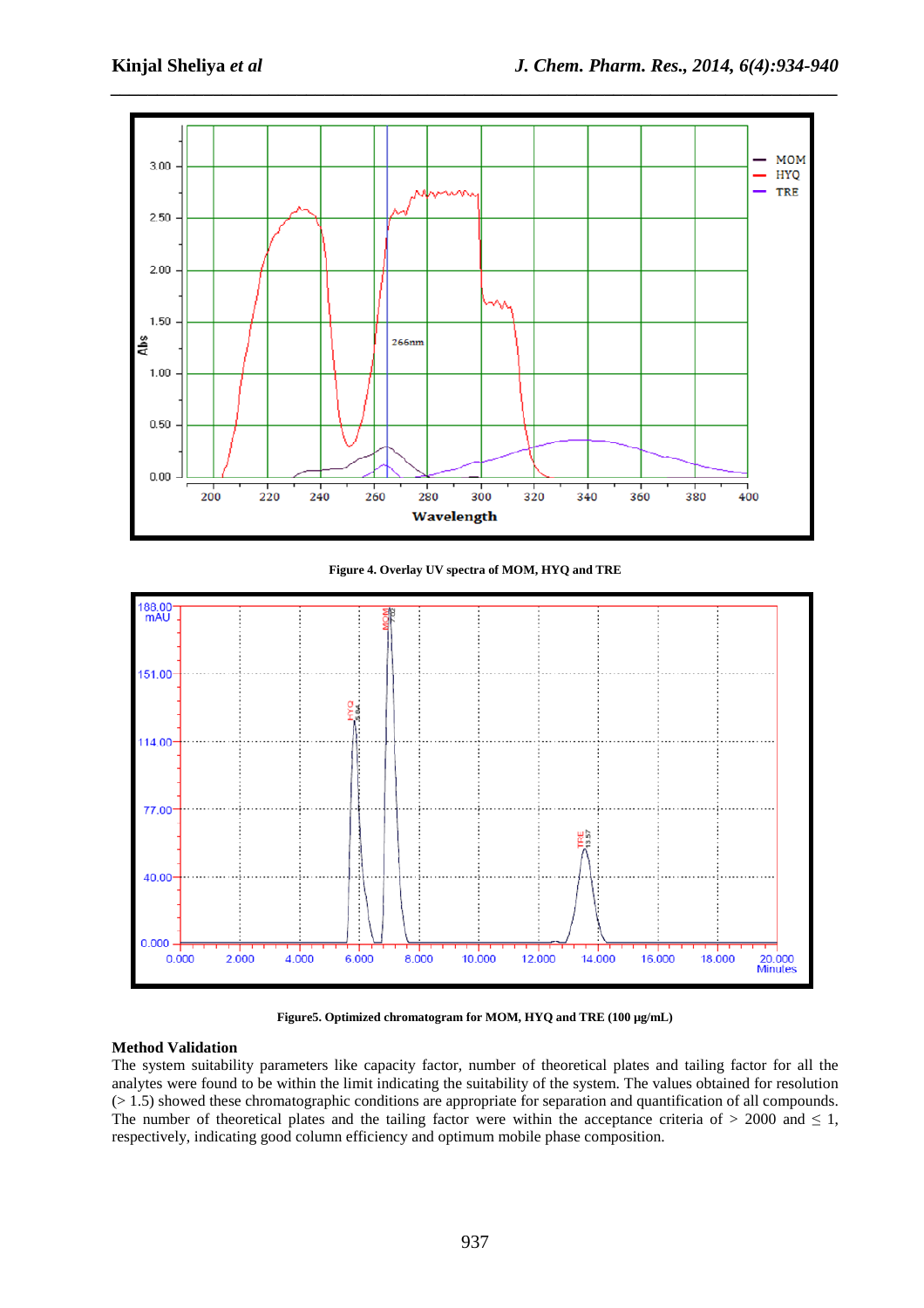Figure 4. Overlay UV spectra of MOM, HYQ and TRE

Figure5. Optimized chromatogram for MOM, HYQ and TRE (100 µg/mL)

**Method Validation**

The system suitability parameters like capacity factor, number of theoretical plates and tailing factor for all the analytes were found to be within the limit indicating the suitability of the system. The values obtained for resolution (> 1.5) showed these chromatographic conditions are appropriate for separation and quantification of all compounds. The number of theoretical plates and the tailing factor were within the acceptance criteria of > 2000 and ≤ 1, respectively, indicating good column efficiency and optimum mobile phase composition.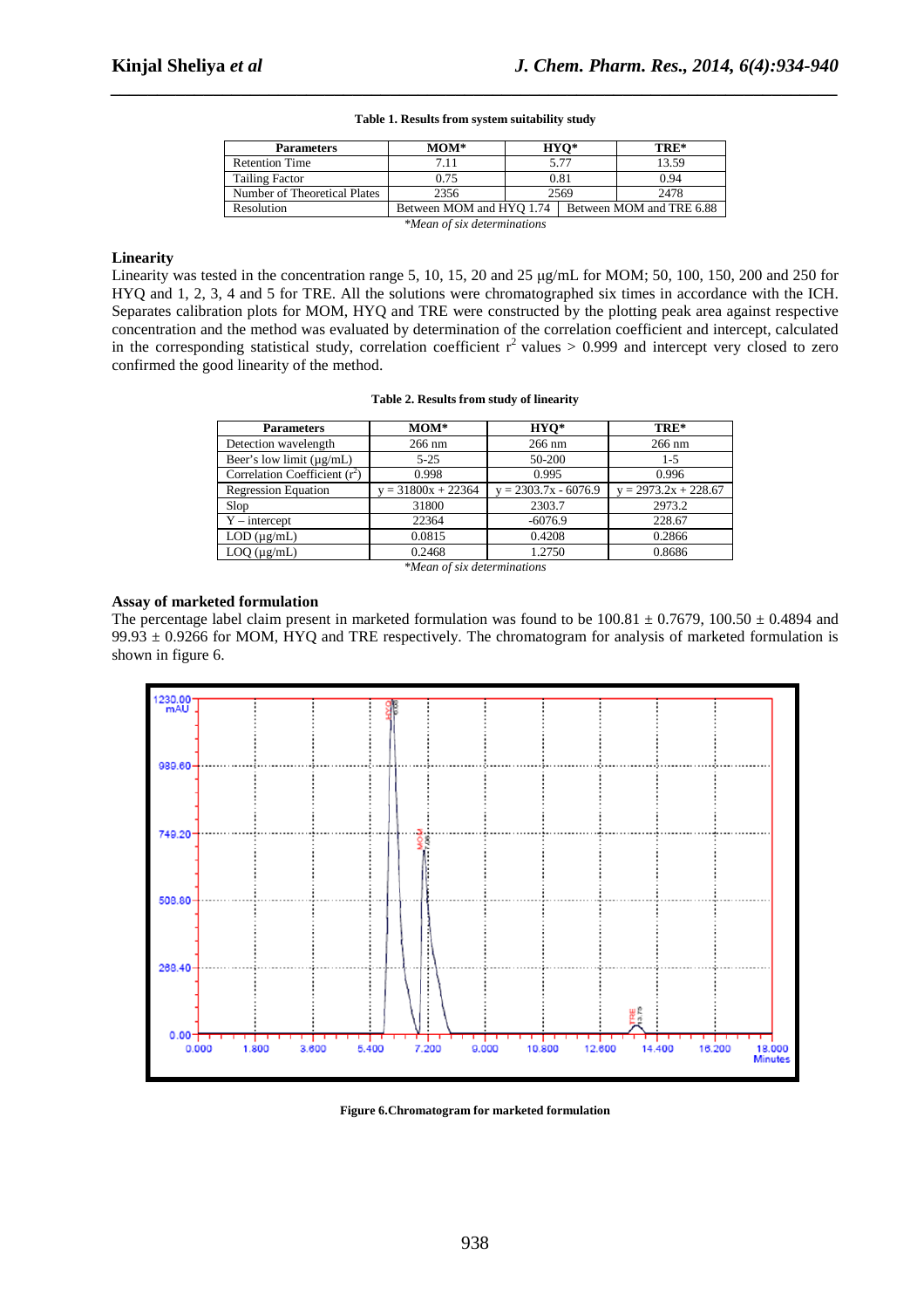**Table 1. Results from system suitability study**

| Parameters | MOM* | HYQ* | TRE* |
|---|---|---|---|
| Retention Time | 7.11 | 5.77 | 13.59 |
| Tailing Factor | 0.75 | 0.81 | 0.94 |
| Number of Theoretical Plates | 2356 | 2569 | 2478 |
| Resolution | Between MOM and HYQ 1.74 | Between MOM and TRE 6.88 | |

*\*Mean of six determinations*

### Linearity

Linearity was tested in the concentration range 5, 10, 15, 20 and 25 μg/mL for MOM; 50, 100, 150, 200 and 250 for HYQ and 1, 2, 3, 4 and 5 for TRE. All the solutions were chromatographed six times in accordance with the ICH. Separates calibration plots for MOM, HYQ and TRE were constructed by the plotting peak area against respective concentration and the method was evaluated by determination of the correlation coefficient and intercept, calculated in the corresponding statistical study, correlation coefficient $r^2$ values > 0.999 and intercept very closed to zero confirmed the good linearity of the method.

**Table 2. Results from study of linearity**

| Parameters | MOM* | HYQ* | TRE* |
|---|---|---|---|
| Detection wavelength | 266 nm | 266 nm | 266 nm |
| Beer's low limit (μg/mL) | 5-25 | 50-200 | 1-5 |
| Correlation Coefficient ($r^2$) | 0.998 | 0.995 | 0.996 |
| Regression Equation | $y = 31800x + 22364$ | $y = 2303.7x - 6076.9$ | $y = 2973.2x + 228.67$ |
| Slop | 31800 | 2303.7 | 2973.2 |
| Y – intercept | 22364 | -6076.9 | 228.67 |
| LOD (μg/mL) | 0.0815 | 0.4208 | 0.2866 |
| LOQ (μg/mL) | 0.2468 | 1.2750 | 0.8686 |

*\*Mean of six determinations*

### Assay of marketed formulation

The percentage label claim present in marketed formulation was found to be 100.81 ± 0.7679, 100.50 ± 0.4894 and 99.93 ± 0.9266 for MOM, HYQ and TRE respectively. The chromatogram for analysis of marketed formulation is shown in figure 6.

**Figure 6.Chromatogram for marketed formulation**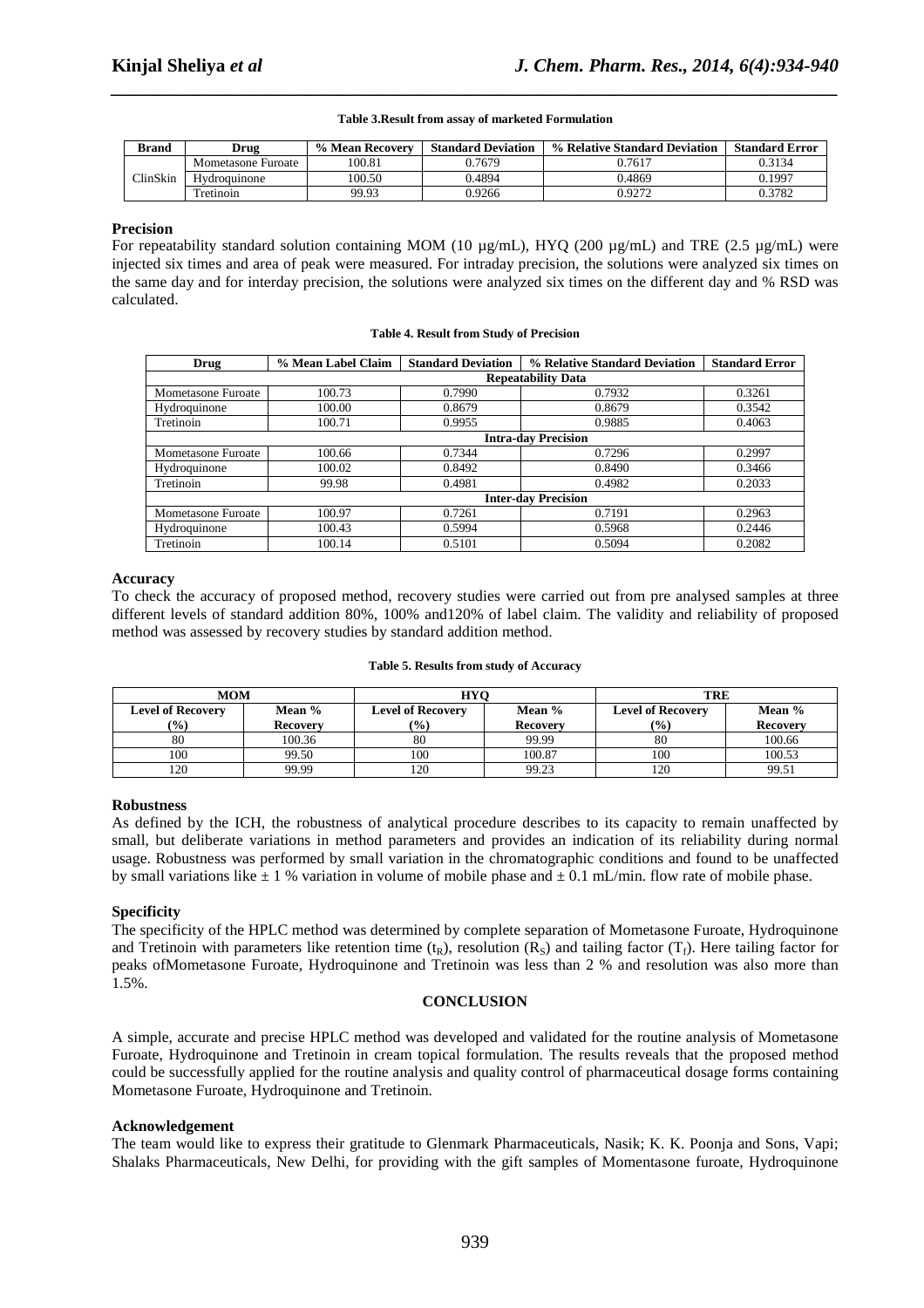**Table 3.Result from assay of marketed Formulation**

| Brand | Drug | % Mean Recovery | Standard Deviation | % Relative Standard Deviation | Standard Error |
|---|---|---|---|---|---|
| ClinSkin | Mometasone Furoate | 100.81 | 0.7679 | 0.7617 | 0.3134 |
| | Hydroquinone | 100.50 | 0.4894 | 0.4869 | 0.1997 |
| | Tretinoin | 99.93 | 0.9266 | 0.9272 | 0.3782 |

### Precision

For repeatability standard solution containing MOM (10 µg/mL), HYQ (200 µg/mL) and TRE (2.5 µg/mL) were injected six times and area of peak were measured. For intraday precision, the solutions were analyzed six times on the same day and for interday precision, the solutions were analyzed six times on the different day and % RSD was calculated.

**Table 4. Result from Study of Precision**

| Drug | % Mean Label Claim | Standard Deviation | % Relative Standard Deviation | Standard Error |
|---|---|---|---|---|
| **Repeatability Data** | | | | |
| Mometasone Furoate | 100.73 | 0.7990 | 0.7932 | 0.3261 |
| Hydroquinone | 100.00 | 0.8679 | 0.8679 | 0.3542 |
| Tretinoin | 100.71 | 0.9955 | 0.9885 | 0.4063 |
| **Intra-day Precision** | | | | |
| Mometasone Furoate | 100.66 | 0.7344 | 0.7296 | 0.2997 |
| Hydroquinone | 100.02 | 0.8492 | 0.8490 | 0.3466 |
| Tretinoin | 99.98 | 0.4981 | 0.4982 | 0.2033 |
| **Inter-day Precision** | | | | |
| Mometasone Furoate | 100.97 | 0.7261 | 0.7191 | 0.2963 |
| Hydroquinone | 100.43 | 0.5994 | 0.5968 | 0.2446 |
| Tretinoin | 100.14 | 0.5101 | 0.5094 | 0.2082 |

### Accuracy

To check the accuracy of proposed method, recovery studies were carried out from pre analysed samples at three different levels of standard addition 80%, 100% and120% of label claim. The validity and reliability of proposed method was assessed by recovery studies by standard addition method.

**Table 5. Results from study of Accuracy**

| MOM | | HYQ | | TRE | |
|---|---|---|---|---|---|
| Level of Recovery (%) | Mean % Recovery | Level of Recovery (%) | Mean % Recovery | Level of Recovery (%) | Mean % Recovery |
| 80 | 100.36 | 80 | 99.99 | 80 | 100.66 |
| 100 | 99.50 | 100 | 100.87 | 100 | 100.53 |
| 120 | 99.99 | 120 | 99.23 | 120 | 99.51 |

### Robustness

As defined by the ICH, the robustness of analytical procedure describes to its capacity to remain unaffected by small, but deliberate variations in method parameters and provides an indication of its reliability during normal usage. Robustness was performed by small variation in the chromatographic conditions and found to be unaffected by small variations like ± 1 % variation in volume of mobile phase and ± 0.1 mL/min. flow rate of mobile phase.

### Specificity

The specificity of the HPLC method was determined by complete separation of Mometasone Furoate, Hydroquinone and Tretinoin with parameters like retention time ($t_R$), resolution ($R_S$) and tailing factor ($T_f$). Here tailing factor for peaks ofMometasone Furoate, Hydroquinone and Tretinoin was less than 2 % and resolution was also more than 1.5%.

## CONCLUSION

A simple, accurate and precise HPLC method was developed and validated for the routine analysis of Mometasone Furoate, Hydroquinone and Tretinoin in cream topical formulation. The results reveals that the proposed method could be successfully applied for the routine analysis and quality control of pharmaceutical dosage forms containing Mometasone Furoate, Hydroquinone and Tretinoin.

### Acknowledgement

The team would like to express their gratitude to Glenmark Pharmaceuticals, Nasik; K. K. Poonja and Sons, Vapi; Shalaks Pharmaceuticals, New Delhi, for providing with the gift samples of Momentasone furoate, Hydroquinone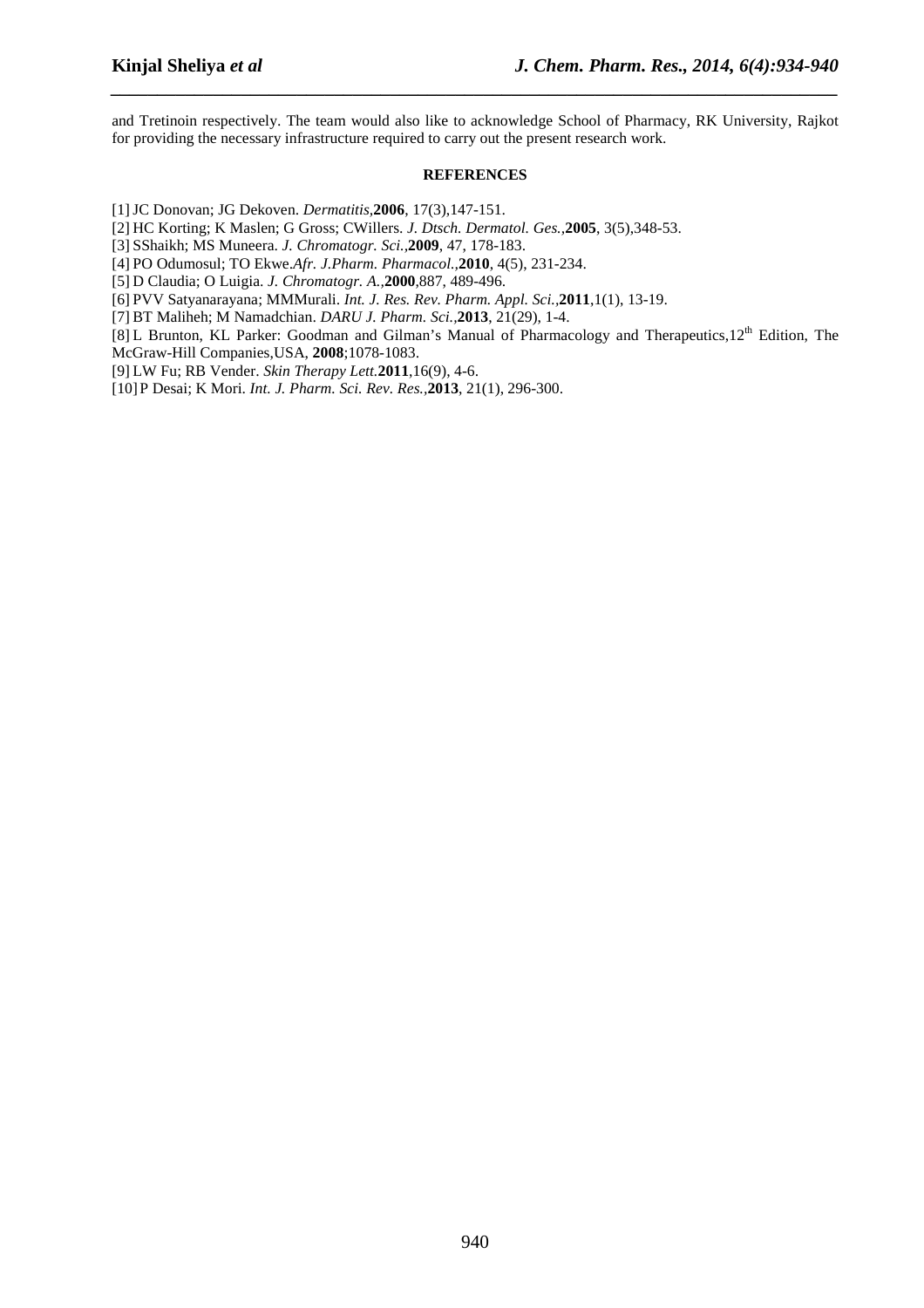and Tretinoin respectively. The team would also like to acknowledge School of Pharmacy, RK University, Rajkot for providing the necessary infrastructure required to carry out the present research work.

## REFERENCES

[1] JC Donovan; JG Dekoven. *Dermatitis*,**2006**, 17(3),147-151.

[2] HC Korting; K Maslen; G Gross; CWillers. *J. Dtsch. Dermatol. Ges.*,**2005**, 3(5),348-53.

[3] SShaikh; MS Muneera. *J. Chromatogr. Sci.*,**2009**, 47, 178-183.

[4] PO Odumosul; TO Ekwe.*Afr. J.Pharm. Pharmacol.*,**2010**, 4(5), 231-234.

[5] D Claudia; O Luigia. *J. Chromatogr. A.*,**2000**,887, 489-496.

[6] PVV Satyanarayana; MMMurali. *Int. J. Res. Rev. Pharm. Appl. Sci.*,**2011**,1(1), 13-19.

[7] BT Maliheh; M Namadchian. *DARU J. Pharm. Sci.*,**2013**, 21(29), 1-4.

[8] L Brunton, KL Parker: Goodman and Gilman's Manual of Pharmacology and Therapeutics,12th Edition, The McGraw-Hill Companies,USA, **2008**;1078-1083.

[9] LW Fu; RB Vender. *Skin Therapy Lett.***2011**,16(9), 4-6.

[10] P Desai; K Mori. *Int. J. Pharm. Sci. Rev. Res.*,**2013**, 21(1), 296-300.